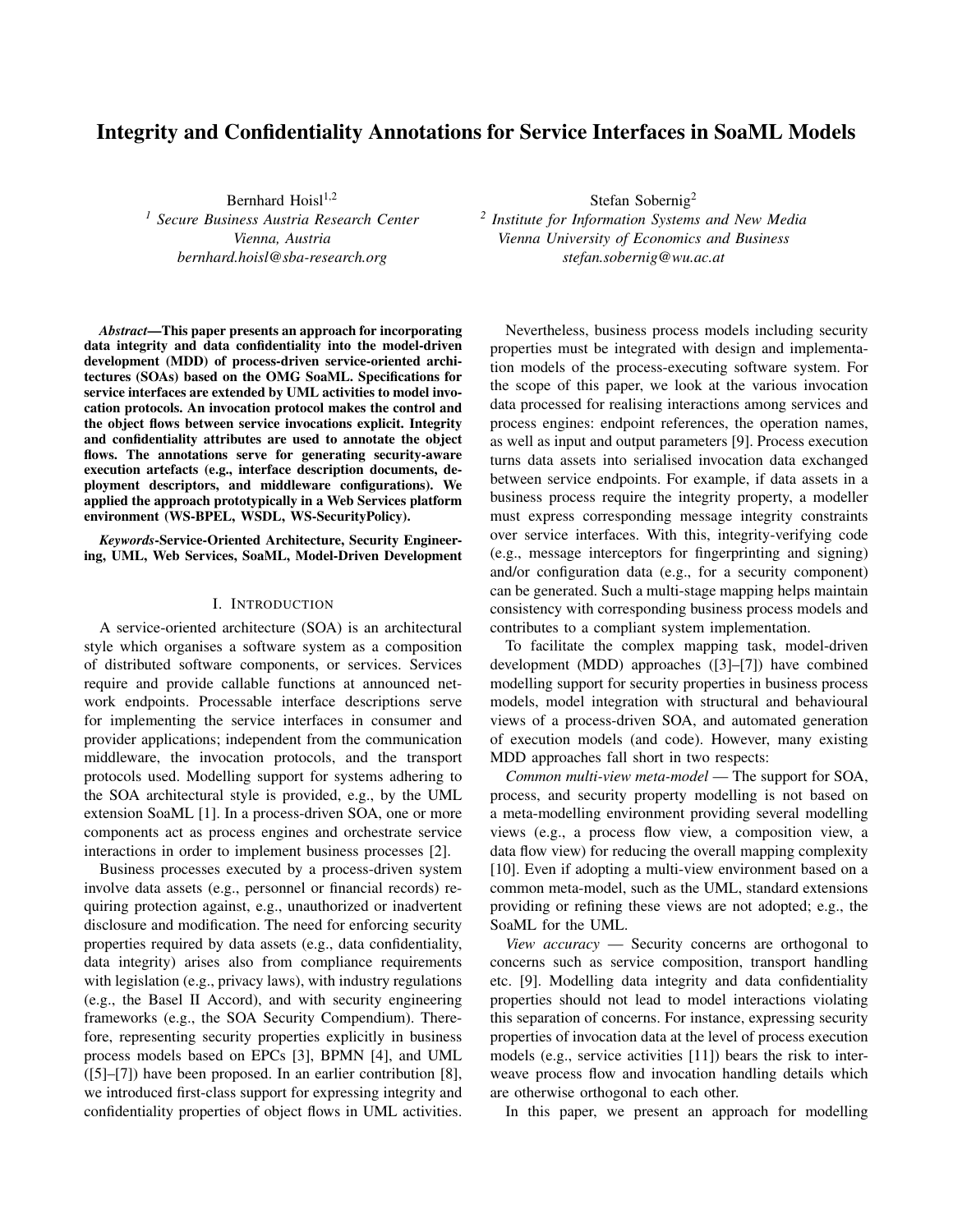# Integrity and Confidentiality Annotations for Service Interfaces in SoaML Models

Bernhard Hoisl[1,2]
[1] *Secure Business Austria Research Center*
*Vienna, Austria*
*bernhard.hoisl@sba-research.org*

Stefan Sobernig[2]
[2] *Institute for Information Systems and New Media*
*Vienna University of Economics and Business*
*stefan.sobernig@wu.ac.at*

***Abstract*—This paper presents an approach for incorporating data integrity and data confidentiality into the model-driven development (MDD) of process-driven service-oriented architectures (SOAs) based on the OMG SoaML. Specifications for service interfaces are extended by UML activities to model invocation protocols. An invocation protocol makes the control and the object flows between service invocations explicit. Integrity and confidentiality attributes are used to annotate the object flows. The annotations serve for generating security-aware execution artefacts (e.g., interface description documents, deployment descriptors, and middleware configurations). We applied the approach prototypically in a Web Services platform environment (WS-BPEL, WSDL, WS-SecurityPolicy).**

***Keywords*-Service-Oriented Architecture, Security Engineering, UML, Web Services, SoaML, Model-Driven Development**

## I. Introduction

A service-oriented architecture (SOA) is an architectural style which organises a software system as a composition of distributed software components, or services. Services require and provide callable functions at announced network endpoints. Processable interface descriptions serve for implementing the service interfaces in consumer and provider applications; independent from the communication middleware, the invocation protocols, and the transport protocols used. Modelling support for systems adhering to the SOA architectural style is provided, e.g., by the UML extension SoaML [1]. In a process-driven SOA, one or more components act as process engines and orchestrate service interactions in order to implement business processes [2].

Business processes executed by a process-driven system involve data assets (e.g., personnel or financial records) requiring protection against, e.g., unauthorized or inadvertent disclosure and modification. The need for enforcing security properties required by data assets (e.g., data confidentiality, data integrity) arises also from compliance requirements with legislation (e.g., privacy laws), with industry regulations (e.g., the Basel II Accord), and with security engineering frameworks (e.g., the SOA Security Compendium). Therefore, representing security properties explicitly in business process models based on EPCs [3], BPMN [4], and UML ([5]–[7]) have been proposed. In an earlier contribution [8], we introduced first-class support for expressing integrity and confidentiality properties of object flows in UML activities.

Nevertheless, business process models including security properties must be integrated with design and implementation models of the process-executing software system. For the scope of this paper, we look at the various invocation data processed for realising interactions among services and process engines: endpoint references, the operation names, as well as input and output parameters [9]. Process execution turns data assets into serialised invocation data exchanged between service endpoints. For example, if data assets in a business process require the integrity property, a modeller must express corresponding message integrity constraints over service interfaces. With this, integrity-verifying code (e.g., message interceptors for fingerprinting and signing) and/or configuration data (e.g., for a security component) can be generated. Such a multi-stage mapping helps maintain consistency with corresponding business process models and contributes to a compliant system implementation.

To facilitate the complex mapping task, model-driven development (MDD) approaches ([3]–[7]) have combined modelling support for security properties in business process models, model integration with structural and behavioural views of a process-driven SOA, and automated generation of execution models (and code). However, many existing MDD approaches fall short in two respects:

*Common multi-view meta-model* — The support for SOA, process, and security property modelling is not based on a meta-modelling environment providing several modelling views (e.g., a process flow view, a composition view, a data flow view) for reducing the overall mapping complexity [10]. Even if adopting a multi-view environment based on a common meta-model, such as the UML, standard extensions providing or refining these views are not adopted; e.g., the SoaML for the UML.

*View accuracy* — Security concerns are orthogonal to concerns such as service composition, transport handling etc. [9]. Modelling data integrity and data confidentiality properties should not lead to model interactions violating this separation of concerns. For instance, expressing security properties of invocation data at the level of process execution models (e.g., service activities [11]) bears the risk to interweave process flow and invocation handling details which are otherwise orthogonal to each other.

In this paper, we present an approach for modelling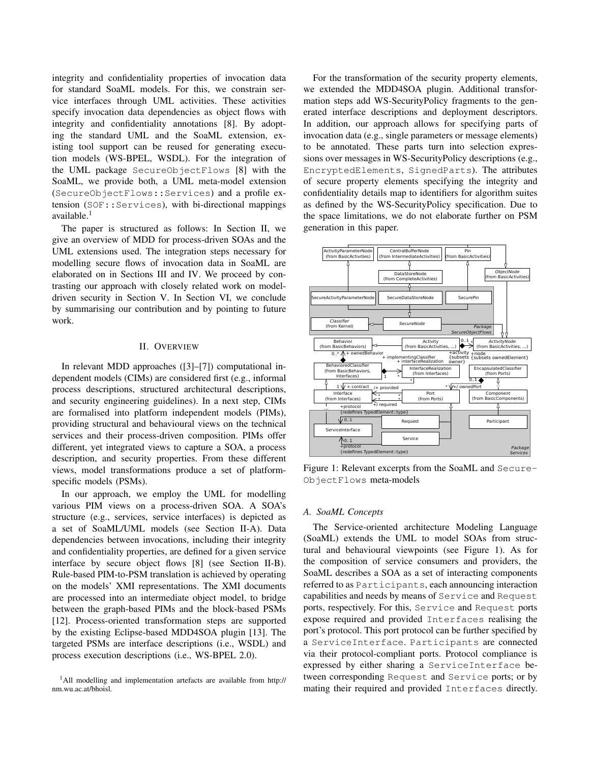integrity and confidentiality properties of invocation data for standard SoaML models. For this, we constrain service interfaces through UML activities. These activities specify invocation data dependencies as object flows with integrity and confidentiality annotations [8]. By adopting the standard UML and the SoaML extension, existing tool support can be reused for generating execution models (WS-BPEL, WSDL). For the integration of the UML package SecureObjectFlows [8] with the SoaML, we provide both, a UML meta-model extension (SecureObjectFlows::Services) and a profile extension (SOF::Services), with bi-directional mappings available.[1]

The paper is structured as follows: In Section II, we give an overview of MDD for process-driven SOAs and the UML extensions used. The integration steps necessary for modelling secure flows of invocation data in SoaML are elaborated on in Sections III and IV. We proceed by contrasting our approach with closely related work on model-driven security in Section V. In Section VI, we conclude by summarising our contribution and by pointing to future work.

## II. Overview

In relevant MDD approaches ([3]–[7]) computational independent models (CIMs) are considered first (e.g., informal process descriptions, structured architectural descriptions, and security engineering guidelines). In a next step, CIMs are formalised into platform independent models (PIMs), providing structural and behavioural views on the technical services and their process-driven composition. PIMs offer different, yet integrated views to capture a SOA, a process description, and security properties. From these different views, model transformations produce a set of platform-specific models (PSMs).

In our approach, we employ the UML for modelling various PIM views on a process-driven SOA. A SOA's structure (e.g., services, service interfaces) is depicted as a set of SoaML/UML models (see Section II-A). Data dependencies between invocations, including their integrity and confidentiality properties, are defined for a given service interface by secure object flows [8] (see Section II-B). Rule-based PIM-to-PSM translation is achieved by operating on the models' XMI representations. The XMI documents are processed into an intermediate object model, to bridge between the graph-based PIMs and the block-based PSMs [12]. Process-oriented transformation steps are supported by the existing Eclipse-based MDD4SOA plugin [13]. The targeted PSMs are interface descriptions (i.e., WSDL) and process execution descriptions (i.e., WS-BPEL 2.0).

[1] All modelling and implementation artefacts are available from http://nm.wu.ac.at/bhoisl.

For the transformation of the security property elements, we extended the MDD4SOA plugin. Additional transformation steps add WS-SecurityPolicy fragments to the generated interface descriptions and deployment descriptors. In addition, our approach allows for specifying parts of invocation data (e.g., single parameters or message elements) to be annotated. These parts turn into selection expressions over messages in WS-SecurityPolicy descriptions (e.g., EncryptedElements, SignedParts). The attributes of secure property elements specifying the integrity and confidentiality details map to identifiers for algorithm suites as defined by the WS-SecurityPolicy specification. Due to the space limitations, we do not elaborate further on PSM generation in this paper.

Figure 1: Relevant excerpts from the SoaML and SecureObjectFlows meta-models

### A. SoaML Concepts

The Service-oriented architecture Modeling Language (SoaML) extends the UML to model SOAs from structural and behavioural viewpoints (see Figure 1). As for the composition of service consumers and providers, the SoaML describes a SOA as a set of interacting components referred to as Participants, each announcing interaction capabilities and needs by means of Service and Request ports, respectively. For this, Service and Request ports expose required and provided Interfaces realising the port's protocol. This port protocol can be further specified by a ServiceInterface. Participants are connected via their protocol-compliant ports. Protocol compliance is expressed by either sharing a ServiceInterface between corresponding Request and Service ports; or by mating their required and provided Interfaces directly.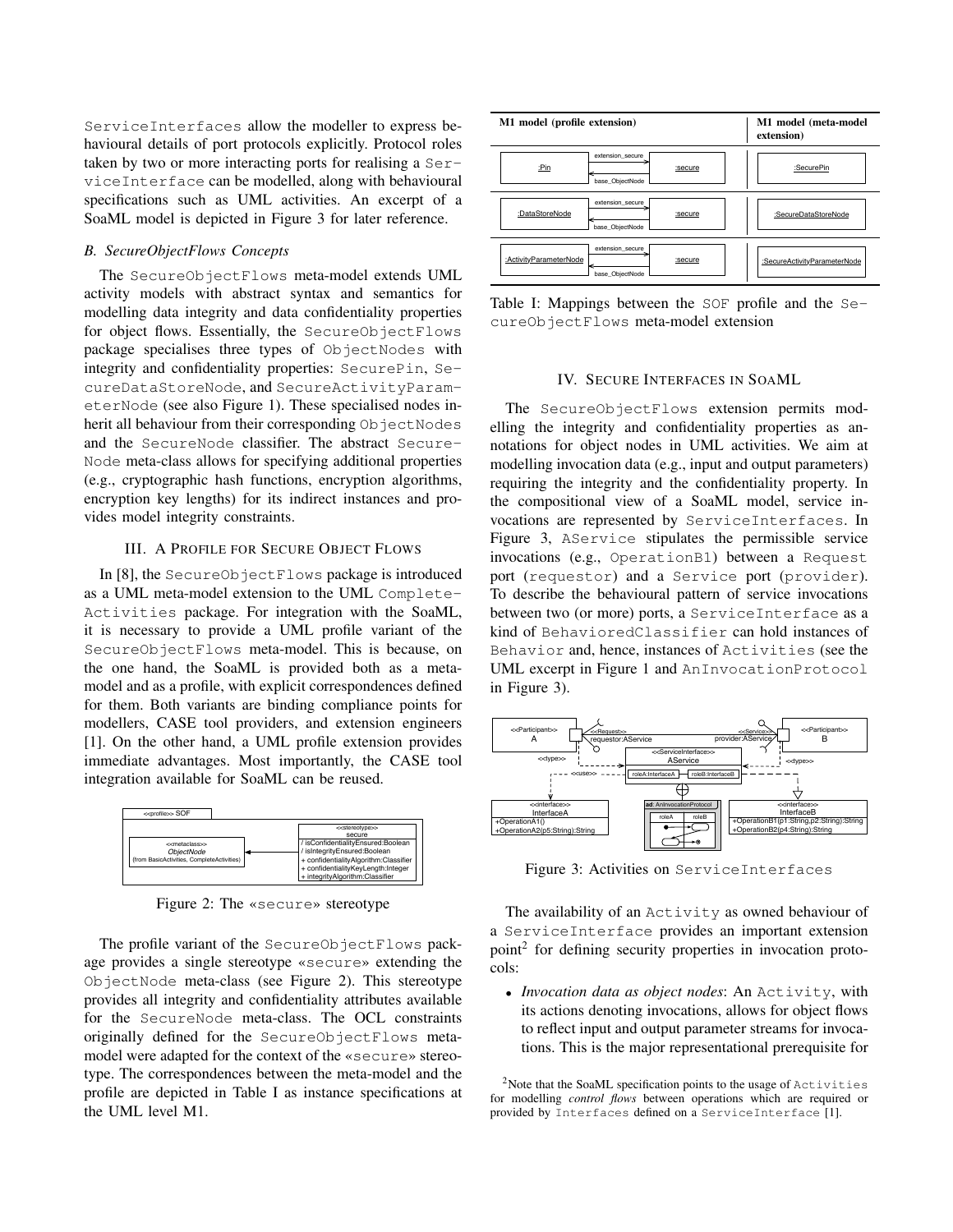ServiceInterfaces allow the modeller to express behavioural details of port protocols explicitly. Protocol roles taken by two or more interacting ports for realising a ServiceInterface can be modelled, along with behavioural specifications such as UML activities. An excerpt of a SoaML model is depicted in Figure 3 for later reference.

### B. SecureObjectFlows Concepts

The SecureObjectFlows meta-model extends UML activity models with abstract syntax and semantics for modelling data integrity and data confidentiality properties for object flows. Essentially, the SecureObjectFlows package specialises three types of ObjectNodes with integrity and confidentiality properties: SecurePin, SecureDataStoreNode, and SecureActivityParameterNode (see also Figure 1). These specialised nodes inherit all behaviour from their corresponding ObjectNodes and the SecureNode classifier. The abstract SecureNode meta-class allows for specifying additional properties (e.g., cryptographic hash functions, encryption algorithms, encryption key lengths) for its indirect instances and provides model integrity constraints.

## III. A Profile for Secure Object Flows

In [8], the SecureObjectFlows package is introduced as a UML meta-model extension to the UML CompleteActivities package. For integration with the SoaML, it is necessary to provide a UML profile variant of the SecureObjectFlows meta-model. This is because, on the one hand, the SoaML is provided both as a meta-model and as a profile, with explicit correspondences defined for them. Both variants are binding compliance points for modellers, CASE tool providers, and extension engineers [1]. On the other hand, a UML profile extension provides immediate advantages. Most importantly, the CASE tool integration available for SoaML can be reused.

Figure 2: The «secure» stereotype

The profile variant of the SecureObjectFlows package provides a single stereotype «secure» extending the ObjectNode meta-class (see Figure 2). This stereotype provides all integrity and confidentiality attributes available for the SecureNode meta-class. The OCL constraints originally defined for the SecureObjectFlows meta-model were adapted for the context of the «secure» stereotype. The correspondences between the meta-model and the profile are depicted in Table I as instance specifications at the UML level M1.

| M1 model (profile extension) | M1 model (meta-model extension) |
| --- | --- |
| :Pin —extension_secure / base_ObjectNode— :secure | :SecurePin |
| :DataStoreNode —extension_secure / base_ObjectNode— :secure | :SecureDataStoreNode |
| :ActivityParameterNode —extension_secure / base_ObjectNode— :secure | :SecureActivityParameterNode |

Table I: Mappings between the SOF profile and the SecureObjectFlows meta-model extension

## IV. Secure Interfaces in SoaML

The SecureObjectFlows extension permits modelling the integrity and confidentiality properties as annotations for object nodes in UML activities. We aim at modelling invocation data (e.g., input and output parameters) requiring the integrity and the confidentiality property. In the compositional view of a SoaML model, service invocations are represented by ServiceInterfaces. In Figure 3, AService stipulates the permissible service invocations (e.g., OperationB1) between a Request port (requestor) and a Service port (provider). To describe the behavioural pattern of service invocations between two (or more) ports, a ServiceInterface as a kind of BehavioredClassifier can hold instances of Behavior and, hence, instances of Activities (see the UML excerpt in Figure 1 and AnInvocationProtocol in Figure 3).

Figure 3: Activities on ServiceInterfaces

The availability of an Activity as owned behaviour of a ServiceInterface provides an important extension point[2] for defining security properties in invocation protocols:

- *Invocation data as object nodes*: An Activity, with its actions denoting invocations, allows for object flows to reflect input and output parameter streams for invocations. This is the major representational prerequisite for

[2] Note that the SoaML specification points to the usage of Activities for modelling *control flows* between operations which are required or provided by Interfaces defined on a ServiceInterface [1].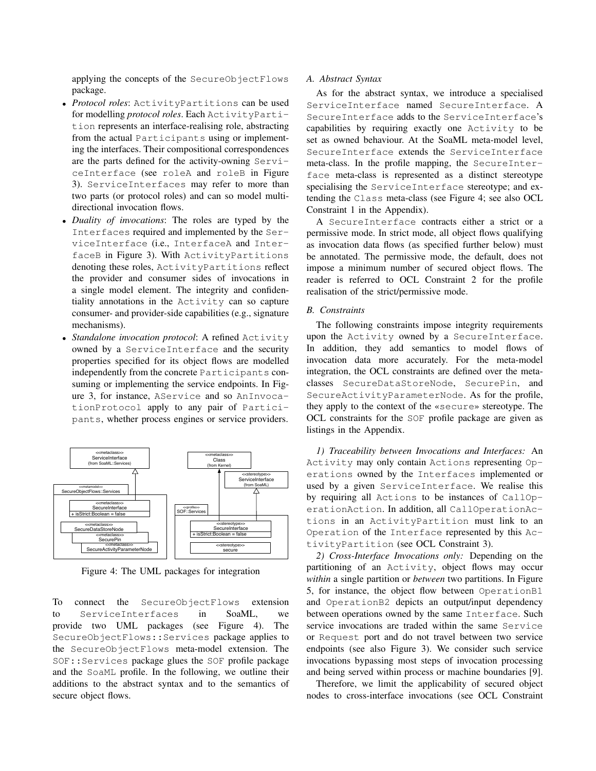applying the concepts of the SecureObjectFlows package.

- *Protocol roles*: ActivityPartitions can be used for modelling *protocol roles*. Each ActivityPartition represents an interface-realising role, abstracting from the actual Participants using or implementing the interfaces. Their compositional correspondences are the parts defined for the activity-owning ServiceInterface (see roleA and roleB in Figure 3). ServiceInterfaces may refer to more than two parts (or protocol roles) and can so model multi-directional invocation flows.
- *Duality of invocations*: The roles are typed by the Interfaces required and implemented by the ServiceInterface (i.e., InterfaceA and InterfaceB in Figure 3). With ActivityPartitions denoting these roles, ActivityPartitions reflect the provider and consumer sides of invocations in a single model element. The integrity and confidentiality annotations in the Activity can so capture consumer- and provider-side capabilities (e.g., signature mechanisms).
- *Standalone invocation protocol*: A refined Activity owned by a ServiceInterface and the security properties specified for its object flows are modelled independently from the concrete Participants consuming or implementing the service endpoints. In Figure 3, for instance, AService and so AnInvocationProtocol apply to any pair of Participants, whether process engines or service providers.

Figure 4: The UML packages for integration

To connect the SecureObjectFlows extension to ServiceInterfaces in SoaML, we provide two UML packages (see Figure 4). The SecureObjectFlows::Services package applies to the SecureObjectFlows meta-model extension. The SOF::Services package glues the SOF profile package and the SoaML profile. In the following, we outline their additions to the abstract syntax and to the semantics of secure object flows.

### A. Abstract Syntax

As for the abstract syntax, we introduce a specialised ServiceInterface named SecureInterface. A SecureInterface adds to the ServiceInterface's capabilities by requiring exactly one Activity to be set as owned behaviour. At the SoaML meta-model level, SecureInterface extends the ServiceInterface meta-class. In the profile mapping, the SecureInterface meta-class is represented as a distinct stereotype specialising the ServiceInterface stereotype; and extending the Class meta-class (see Figure 4; see also OCL Constraint 1 in the Appendix).

A SecureInterface contracts either a strict or a permissive mode. In strict mode, all object flows qualifying as invocation data flows (as specified further below) must be annotated. The permissive mode, the default, does not impose a minimum number of secured object flows. The reader is referred to OCL Constraint 2 for the profile realisation of the strict/permissive mode.

### B. Constraints

The following constraints impose integrity requirements upon the Activity owned by a SecureInterface. In addition, they add semantics to model flows of invocation data more accurately. For the meta-model integration, the OCL constraints are defined over the meta-classes SecureDataStoreNode, SecurePin, and SecureActivityParameterNode. As for the profile, they apply to the context of the «secure» stereotype. The OCL constraints for the SOF profile package are given as listings in the Appendix.

*1) Traceability between Invocations and Interfaces:* An Activity may only contain Actions representing Operations owned by the Interfaces implemented or used by a given ServiceInterface. We realise this by requiring all Actions to be instances of CallOperationAction. In addition, all CallOperationActions in an ActivityPartition must link to an Operation of the Interface represented by this ActivityPartition (see OCL Constraint 3).

*2) Cross-Interface Invocations only:* Depending on the partitioning of an Activity, object flows may occur *within* a single partition or *between* two partitions. In Figure 5, for instance, the object flow between OperationB1 and OperationB2 depicts an output/input dependency between operations owned by the same Interface. Such service invocations are traded within the same Service or Request port and do not travel between two service endpoints (see also Figure 3). We consider such service invocations bypassing most steps of invocation processing and being served within process or machine boundaries [9].

Therefore, we limit the applicability of secured object nodes to cross-interface invocations (see OCL Constraint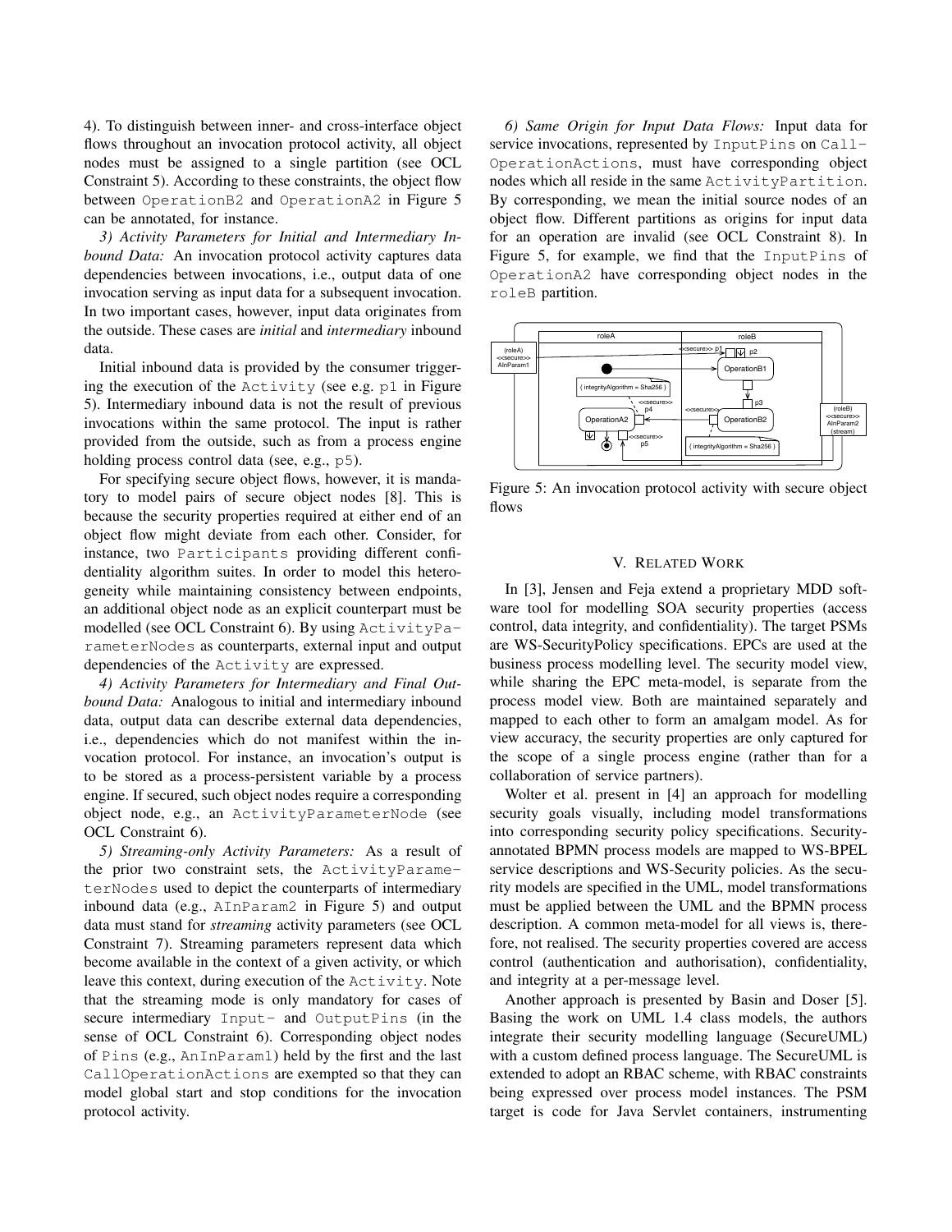4). To distinguish between inner- and cross-interface object flows throughout an invocation protocol activity, all object nodes must be assigned to a single partition (see OCL Constraint 5). According to these constraints, the object flow between OperationB2 and OperationA2 in Figure 5 can be annotated, for instance.

*3) Activity Parameters for Initial and Intermediary Inbound Data:* An invocation protocol activity captures data dependencies between invocations, i.e., output data of one invocation serving as input data for a subsequent invocation. In two important cases, however, input data originates from the outside. These cases are *initial* and *intermediary* inbound data.

Initial inbound data is provided by the consumer triggering the execution of the Activity (see e.g. p1 in Figure 5). Intermediary inbound data is not the result of previous invocations within the same protocol. The input is rather provided from the outside, such as from a process engine holding process control data (see, e.g., p5).

For specifying secure object flows, however, it is mandatory to model pairs of secure object nodes [8]. This is because the security properties required at either end of an object flow might deviate from each other. Consider, for instance, two Participants providing different confidentiality algorithm suites. In order to model this heterogeneity while maintaining consistency between endpoints, an additional object node as an explicit counterpart must be modelled (see OCL Constraint 6). By using ActivityParameterNodes as counterparts, external input and output dependencies of the Activity are expressed.

*4) Activity Parameters for Intermediary and Final Outbound Data:* Analogous to initial and intermediary inbound data, output data can describe external data dependencies, i.e., dependencies which do not manifest within the invocation protocol. For instance, an invocation's output is to be stored as a process-persistent variable by a process engine. If secured, such object nodes require a corresponding object node, e.g., an ActivityParameterNode (see OCL Constraint 6).

*5) Streaming-only Activity Parameters:* As a result of the prior two constraint sets, the ActivityParameterNodes used to depict the counterparts of intermediary inbound data (e.g., AInParam2 in Figure 5) and output data must stand for *streaming* activity parameters (see OCL Constraint 7). Streaming parameters represent data which become available in the context of a given activity, or which leave this context, during execution of the Activity. Note that the streaming mode is only mandatory for cases of secure intermediary Input- and OutputPins (in the sense of OCL Constraint 6). Corresponding object nodes of Pins (e.g., AnInParam1) held by the first and the last CallOperationActions are exempted so that they can model global start and stop conditions for the invocation protocol activity.

*6) Same Origin for Input Data Flows:* Input data for service invocations, represented by InputPins on CallOperationActions, must have corresponding object nodes which all reside in the same ActivityPartition. By corresponding, we mean the initial source nodes of an object flow. Different partitions as origins for input data for an operation are invalid (see OCL Constraint 8). In Figure 5, for example, we find that the InputPins of OperationA2 have corresponding object nodes in the roleB partition.

Figure 5: An invocation protocol activity with secure object flows

## V. Related Work

In [3], Jensen and Feja extend a proprietary MDD software tool for modelling SOA security properties (access control, data integrity, and confidentiality). The target PSMs are WS-SecurityPolicy specifications. EPCs are used at the business process modelling level. The security model view, while sharing the EPC meta-model, is separate from the process model view. Both are maintained separately and mapped to each other to form an amalgam model. As for view accuracy, the security properties are only captured for the scope of a single process engine (rather than for a collaboration of service partners).

Wolter et al. present in [4] an approach for modelling security goals visually, including model transformations into corresponding security policy specifications. Security-annotated BPMN process models are mapped to WS-BPEL service descriptions and WS-Security policies. As the security models are specified in the UML, model transformations must be applied between the UML and the BPMN process description. A common meta-model for all views is, therefore, not realised. The security properties covered are access control (authentication and authorisation), confidentiality, and integrity at a per-message level.

Another approach is presented by Basin and Doser [5]. Basing the work on UML 1.4 class models, the authors integrate their security modelling language (SecureUML) with a custom defined process language. The SecureUML is extended to adopt an RBAC scheme, with RBAC constraints being expressed over process model instances. The PSM target is code for Java Servlet containers, instrumenting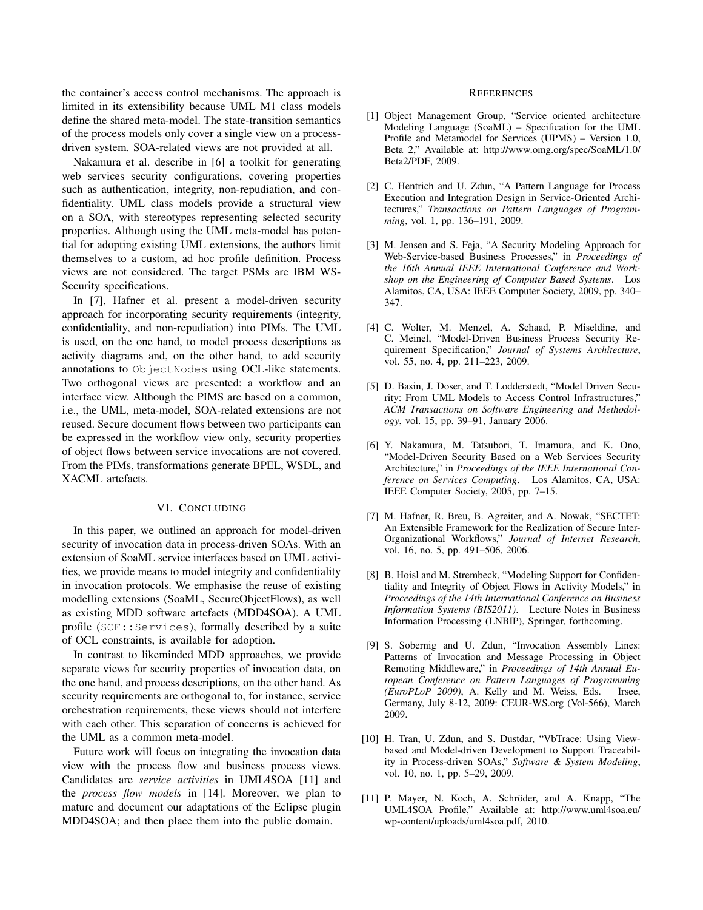the container's access control mechanisms. The approach is limited in its extensibility because UML M1 class models define the shared meta-model. The state-transition semantics of the process models only cover a single view on a process-driven system. SOA-related views are not provided at all.

Nakamura et al. describe in [6] a toolkit for generating web services security configurations, covering properties such as authentication, integrity, non-repudiation, and confidentiality. UML class models provide a structural view on a SOA, with stereotypes representing selected security properties. Although using the UML meta-model has potential for adopting existing UML extensions, the authors limit themselves to a custom, ad hoc profile definition. Process views are not considered. The target PSMs are IBM WS-Security specifications.

In [7], Hafner et al. present a model-driven security approach for incorporating security requirements (integrity, confidentiality, and non-repudiation) into PIMs. The UML is used, on the one hand, to model process descriptions as activity diagrams and, on the other hand, to add security annotations to `ObjectNodes` using OCL-like statements. Two orthogonal views are presented: a workflow and an interface view. Although the PIMS are based on a common, i.e., the UML, meta-model, SOA-related extensions are not reused. Secure document flows between two participants can be expressed in the workflow view only, security properties of object flows between service invocations are not covered. From the PIMs, transformations generate BPEL, WSDL, and XACML artefacts.

## VI. Concluding

In this paper, we outlined an approach for model-driven security of invocation data in process-driven SOAs. With an extension of SoaML service interfaces based on UML activities, we provide means to model integrity and confidentiality in invocation protocols. We emphasise the reuse of existing modelling extensions (SoaML, SecureObjectFlows), as well as existing MDD software artefacts (MDD4SOA). A UML profile (`SOF::Services`), formally described by a suite of OCL constraints, is available for adoption.

In contrast to likeminded MDD approaches, we provide separate views for security properties of invocation data, on the one hand, and process descriptions, on the other hand. As security requirements are orthogonal to, for instance, service orchestration requirements, these views should not interfere with each other. This separation of concerns is achieved for the UML as a common meta-model.

Future work will focus on integrating the invocation data view with the process flow and business process views. Candidates are *service activities* in UML4SOA [11] and the *process flow models* in [14]. Moreover, we plan to mature and document our adaptations of the Eclipse plugin MDD4SOA; and then place them into the public domain.

## References

[1] Object Management Group, "Service oriented architecture Modeling Language (SoaML) – Specification for the UML Profile and Metamodel for Services (UPMS) – Version 1.0, Beta 2," Available at: http://www.omg.org/spec/SoaML/1.0/Beta2/PDF, 2009.

[2] C. Hentrich and U. Zdun, "A Pattern Language for Process Execution and Integration Design in Service-Oriented Architectures," *Transactions on Pattern Languages of Programming*, vol. 1, pp. 136–191, 2009.

[3] M. Jensen and S. Feja, "A Security Modeling Approach for Web-Service-based Business Processes," in *Proceedings of the 16th Annual IEEE International Conference and Workshop on the Engineering of Computer Based Systems*. Los Alamitos, CA, USA: IEEE Computer Society, 2009, pp. 340–347.

[4] C. Wolter, M. Menzel, A. Schaad, P. Miseldine, and C. Meinel, "Model-Driven Business Process Security Requirement Specification," *Journal of Systems Architecture*, vol. 55, no. 4, pp. 211–223, 2009.

[5] D. Basin, J. Doser, and T. Lodderstedt, "Model Driven Security: From UML Models to Access Control Infrastructures," *ACM Transactions on Software Engineering and Methodology*, vol. 15, pp. 39–91, January 2006.

[6] Y. Nakamura, M. Tatsubori, T. Imamura, and K. Ono, "Model-Driven Security Based on a Web Services Security Architecture," in *Proceedings of the IEEE International Conference on Services Computing*. Los Alamitos, CA, USA: IEEE Computer Society, 2005, pp. 7–15.

[7] M. Hafner, R. Breu, B. Agreiter, and A. Nowak, "SECTET: An Extensible Framework for the Realization of Secure Inter-Organizational Workflows," *Journal of Internet Research*, vol. 16, no. 5, pp. 491–506, 2006.

[8] B. Hoisl and M. Strembeck, "Modeling Support for Confidentiality and Integrity of Object Flows in Activity Models," in *Proceedings of the 14th International Conference on Business Information Systems (BIS2011)*. Lecture Notes in Business Information Processing (LNBIP), Springer, forthcoming.

[9] S. Sobernig and U. Zdun, "Invocation Assembly Lines: Patterns of Invocation and Message Processing in Object Remoting Middleware," in *Proceedings of 14th Annual European Conference on Pattern Languages of Programming (EuroPLoP 2009)*, A. Kelly and M. Weiss, Eds. Irsee, Germany, July 8-12, 2009: CEUR-WS.org (Vol-566), March 2009.

[10] H. Tran, U. Zdun, and S. Dustdar, "VbTrace: Using View-based and Model-driven Development to Support Traceability in Process-driven SOAs," *Software & System Modeling*, vol. 10, no. 1, pp. 5–29, 2009.

[11] P. Mayer, N. Koch, A. Schröder, and A. Knapp, "The UML4SOA Profile," Available at: http://www.uml4soa.eu/wp-content/uploads/uml4soa.pdf, 2010.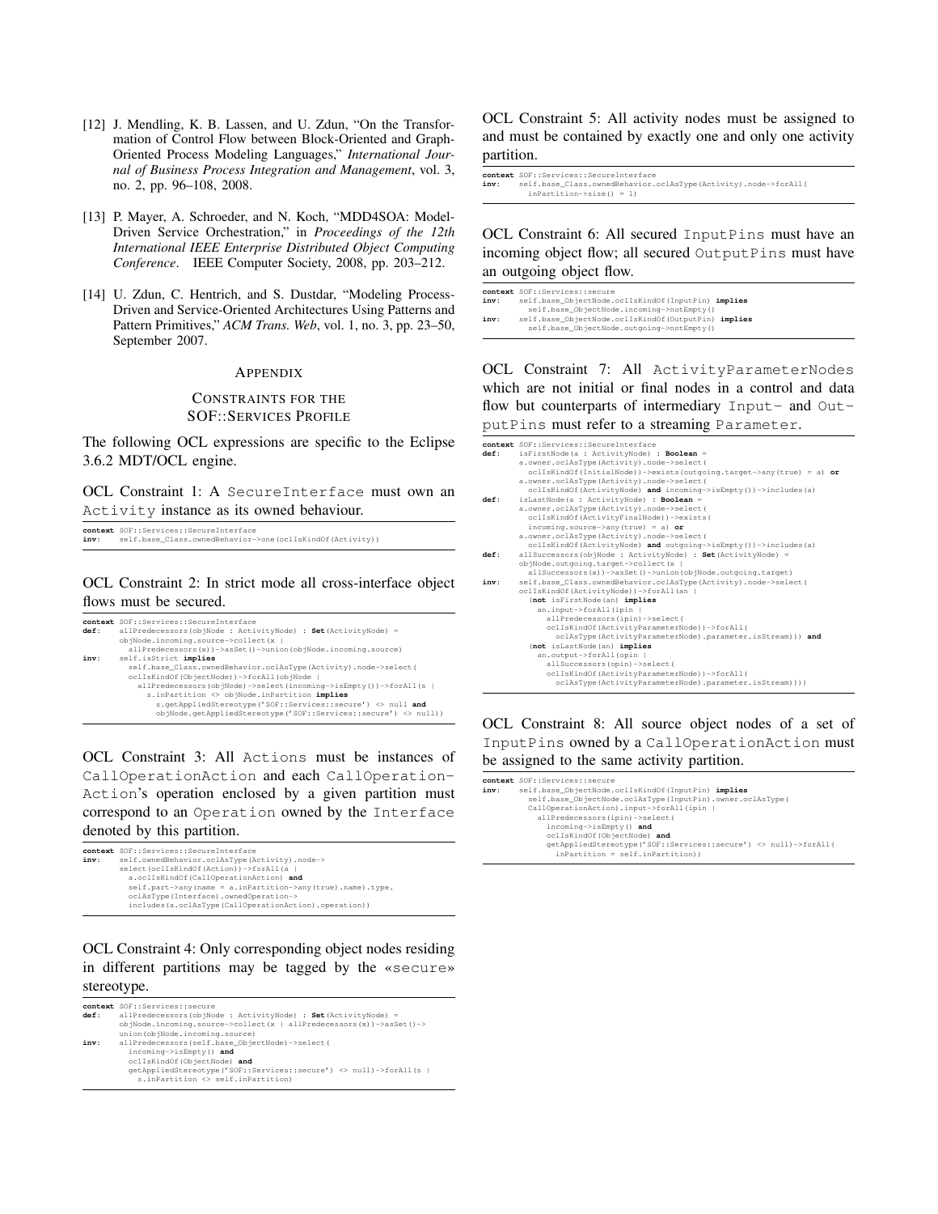[12] J. Mendling, K. B. Lassen, and U. Zdun, "On the Transformation of Control Flow between Block-Oriented and Graph-Oriented Process Modeling Languages," *International Journal of Business Process Integration and Management*, vol. 3, no. 2, pp. 96–108, 2008.

[13] P. Mayer, A. Schroeder, and N. Koch, "MDD4SOA: Model-Driven Service Orchestration," in *Proceedings of the 12th International IEEE Enterprise Distributed Object Computing Conference*. IEEE Computer Society, 2008, pp. 203–212.

[14] U. Zdun, C. Hentrich, and S. Dustdar, "Modeling Process-Driven and Service-Oriented Architectures Using Patterns and Pattern Primitives," *ACM Trans. Web*, vol. 1, no. 3, pp. 23–50, September 2007.

## Appendix

### Constraints for the SOF::Services Profile

The following OCL expressions are specific to the Eclipse 3.6.2 MDT/OCL engine.

OCL Constraint 1: A SecureInterface must own an Activity instance as its owned behaviour.

```
context SOF::Services::SecureInterface
inv:    self.base_Class.ownedBehavior->one(oclIsKindOf(Activity))
```

OCL Constraint 2: In strict mode all cross-interface object flows must be secured.

```
context SOF::Services::SecureInterface
def:    allPredecessors(objNode : ActivityNode) : Set(ActivityNode) =
        objNode.incoming.source->collect(x |
          allPredecessors(x))->asSet()->union(objNode.incoming.source)
inv:    self.isStrict implies
          self.base_Class.ownedBehavior.oclAsType(Activity).node->select(
          oclIsKindOf(ObjectNode))->forAll(objNode |
            allPredecessors(objNode)->select(incoming->isEmpty())->forAll(s |
              s.inPartition <> objNode.inPartition implies
                s.getAppliedStereotype('SOF::Services::secure') <> null and
                objNode.getAppliedStereotype('SOF::Services::secure') <> null))
```

OCL Constraint 3: All Actions must be instances of CallOperationAction and each CallOperation-Action's operation enclosed by a given partition must correspond to an Operation owned by the Interface denoted by this partition.

```
context SOF::Services::SecureInterface
inv:    self.ownedBehavior.oclAsType(Activity).node->
        select(oclIsKindOf(Action))->forAll(a |
          a.oclIsKindOf(CallOperationAction) and
          self.part->any(name = a.inPartition->any(true).name).type.
          oclAsType(Interface).ownedOperation->
          includes(a.oclAsType(CallOperationAction).operation))
```

OCL Constraint 4: Only corresponding object nodes residing in different partitions may be tagged by the «secure» stereotype.

```
context SOF::Services::secure
def:    allPredecessors(objNode : ActivityNode) : Set(ActivityNode) =
        objNode.incoming.source->collect(x | allPredecessors(x))->asSet()->
        union(objNode.incoming.source)
inv:    allPredecessors(self.base_ObjectNode)->select(
          incoming->isEmpty() and
          oclIsKindOf(ObjectNode) and
          getAppliedStereotype('SOF::Services::secure') <> null)->forAll(s |
            s.inPartition <> self.inPartition)
```

OCL Constraint 5: All activity nodes must be assigned to and must be contained by exactly one and only one activity partition.

```
context SOF::Services::SecureInterface
inv:    self.base_Class.ownedBehavior.oclAsType(Activity).node->forAll(
          inPartition->size() = 1)
```

OCL Constraint 6: All secured InputPins must have an incoming object flow; all secured OutputPins must have an outgoing object flow.

```
context SOF::Services::secure
inv:    self.base_ObjectNode.oclIsKindOf(InputPin) implies
          self.base_ObjectNode.incoming->notEmpty()
inv:    self.base_ObjectNode.oclIsKindOf(OutputPin) implies
          self.base_ObjectNode.outgoing->notEmpty()
```

OCL Constraint 7: All ActivityParameterNodes which are not initial or final nodes in a control and data flow but counterparts of intermediary Input- and OutputPins must refer to a streaming Parameter.

```
context SOF::Services::SecureInterface
def:    isFirstNode(a : ActivityNode) : Boolean =
        a.owner.oclAsType(Activity).node->select(
          oclIsKindOf(InitialNode))->exists(outgoing.target->any(true) = a) or
        a.owner.oclAsType(Activity).node->select(
          oclIsKindOf(ActivityNode) and incoming->isEmpty())->includes(a)
def:    isLastNode(a : ActivityNode) : Boolean =
        a.owner.oclAsType(Activity).node->select(
          oclIsKindOf(ActivityFinalNode))->exists(
          incoming.source->any(true) = a) or
        a.owner.oclAsType(Activity).node->select(
          oclIsKindOf(ActivityNode) and outgoing->isEmpty())->includes(a)
def:    allSuccessors(objNode : ActivityNode) : Set(ActivityNode) =
        objNode.outgoing.target->collect(x |
          allSuccessors(x))->asSet()->union(objNode.outgoing.target)
inv:    self.base_Class.ownedBehavior.oclAsType(Activity).node->select(
        oclIsKindOf(ActivityNode))->forAll(an |
          (not isFirstNode(an) implies
            an.input->forAll(ipin |
              allPredecessors(ipin)->select(
              oclIsKindOf(ActivityParameterNode))->forAll(
                oclAsType(ActivityParameterNode).parameter.isStream))) and
          (not isLastNode(an) implies
            an.output->forAll(opin |
              allSuccessors(opin)->select(
              oclIsKindOf(ActivityParameterNode))->forAll(
                oclAsType(ActivityParameterNode).parameter.isStream))))
```

OCL Constraint 8: All source object nodes of a set of InputPins owned by a CallOperationAction must be assigned to the same activity partition.

```
context SOF::Services::secure
inv:    self.base_ObjectNode.oclIsKindOf(InputPin) implies
          self.base_ObjectNode.oclAsType(InputPin).owner.oclAsType(
          CallOperationAction).input->forAll(ipin |
            allPredecessors(ipin)->select(
              incoming->isEmpty() and
              oclIsKindOf(ObjectNode) and
              getAppliedStereotype('SOF::Services::secure') <> null)->forAll(
                inPartition = self.inPartition))
```